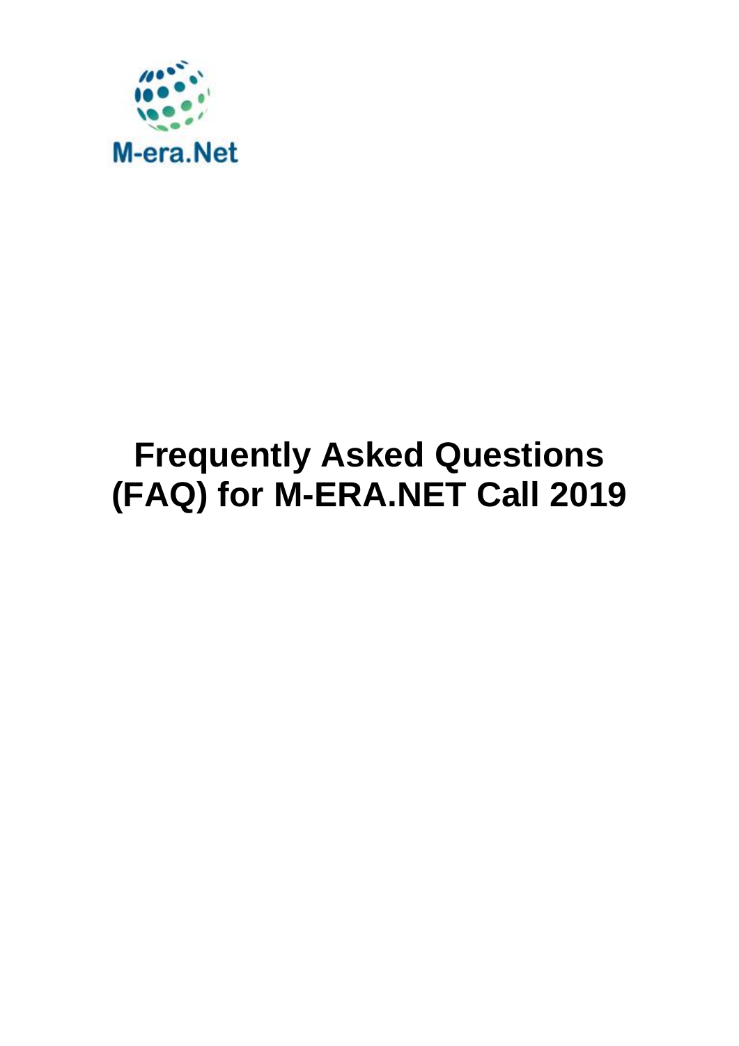M-era.Net

# Frequently Asked Questions (FAQ) for M-ERA.NET Call 2019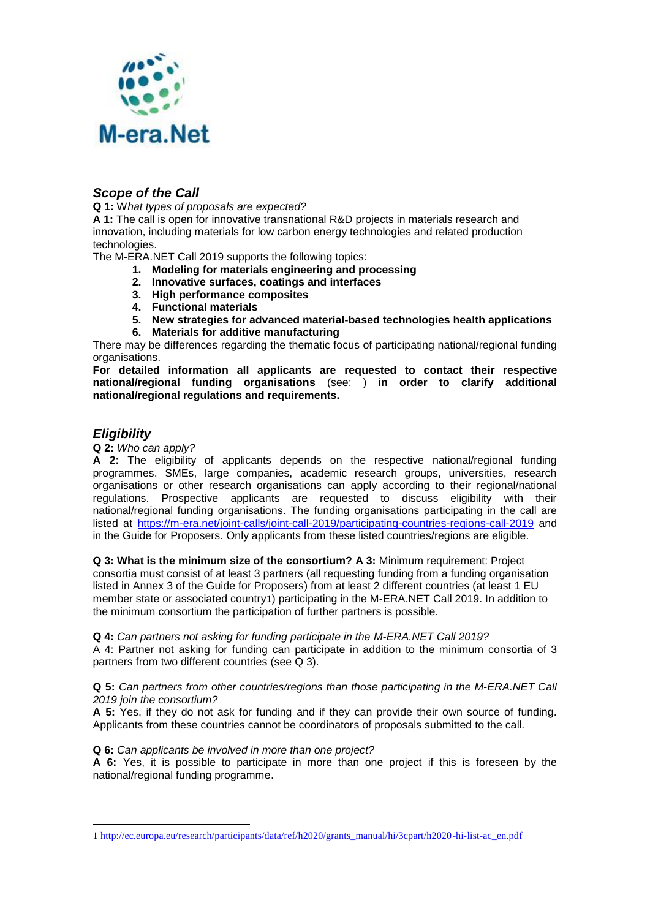## *Scope of the Call*

**Q 1:** *What types of proposals are expected?*

**A 1:** The call is open for innovative transnational R&D projects in materials research and innovation, including materials for low carbon energy technologies and related production technologies.

The M-ERA.NET Call 2019 supports the following topics:

1. **Modeling for materials engineering and processing**
2. **Innovative surfaces, coatings and interfaces**
3. **High performance composites**
4. **Functional materials**
5. **New strategies for advanced material-based technologies health applications**
6. **Materials for additive manufacturing**

There may be differences regarding the thematic focus of participating national/regional funding organisations.

**For detailed information all applicants are requested to contact their respective national/regional funding organisations** (see: ) **in order to clarify additional national/regional regulations and requirements.**

## *Eligibility*

**Q 2:** *Who can apply?*

**A 2:** The eligibility of applicants depends on the respective national/regional funding programmes. SMEs, large companies, academic research groups, universities, research organisations or other research organisations can apply according to their regional/national regulations. Prospective applicants are requested to discuss eligibility with their national/regional funding organisations. The funding organisations participating in the call are listed at https://m-era.net/joint-calls/joint-call-2019/participating-countries-regions-call-2019 and in the Guide for Proposers. Only applicants from these listed countries/regions are eligible.

**Q 3: What is the minimum size of the consortium? A 3:** Minimum requirement: Project consortia must consist of at least 3 partners (all requesting funding from a funding organisation listed in Annex 3 of the Guide for Proposers) from at least 2 different countries (at least 1 EU member state or associated country[1]) participating in the M-ERA.NET Call 2019. In addition to the minimum consortium the participation of further partners is possible.

**Q 4:** *Can partners not asking for funding participate in the M-ERA.NET Call 2019?*

A 4: Partner not asking for funding can participate in addition to the minimum consortia of 3 partners from two different countries (see Q 3).

**Q 5:** *Can partners from other countries/regions than those participating in the M-ERA.NET Call 2019 join the consortium?*

**A 5:** Yes, if they do not ask for funding and if they can provide their own source of funding. Applicants from these countries cannot be coordinators of proposals submitted to the call.

**Q 6:** *Can applicants be involved in more than one project?*

**A 6:** Yes, it is possible to participate in more than one project if this is foreseen by the national/regional funding programme.

---

1 http://ec.europa.eu/research/participants/data/ref/h2020/grants_manual/hi/3cpart/h2020-hi-list-ac_en.pdf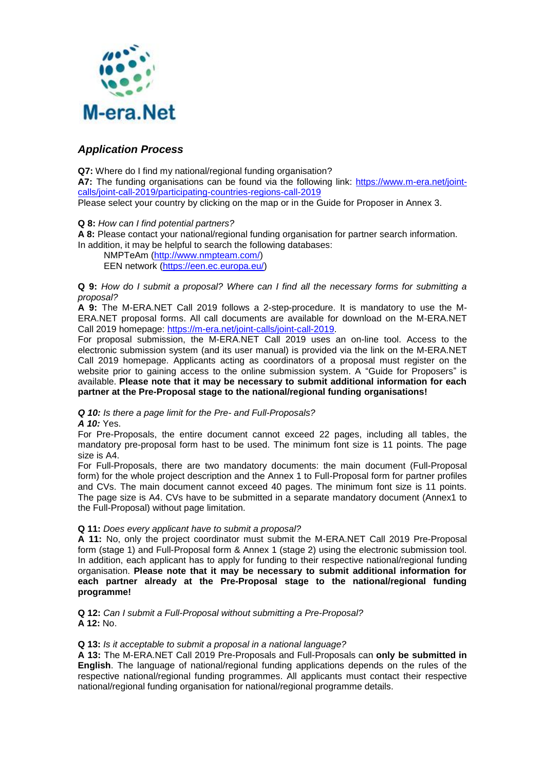## *Application Process*

**Q7:** Where do I find my national/regional funding organisation?
**A7:** The funding organisations can be found via the following link: https://www.m-era.net/joint-calls/joint-call-2019/participating-countries-regions-call-2019
Please select your country by clicking on the map or in the Guide for Proposer in Annex 3.

**Q 8:** *How can I find potential partners?*
**A 8:** Please contact your national/regional funding organisation for partner search information. In addition, it may be helpful to search the following databases:

NMPTeAm (http://www.nmpteam.com/)
EEN network (https://een.ec.europa.eu/)

**Q 9:** *How do I submit a proposal? Where can I find all the necessary forms for submitting a proposal?*
**A 9:** The M-ERA.NET Call 2019 follows a 2-step-procedure. It is mandatory to use the M-ERA.NET proposal forms. All call documents are available for download on the M-ERA.NET Call 2019 homepage: https://m-era.net/joint-calls/joint-call-2019.
For proposal submission, the M-ERA.NET Call 2019 uses an on-line tool. Access to the electronic submission system (and its user manual) is provided via the link on the M-ERA.NET Call 2019 homepage. Applicants acting as coordinators of a proposal must register on the website prior to gaining access to the online submission system. A "Guide for Proposers" is available. **Please note that it may be necessary to submit additional information for each partner at the Pre-Proposal stage to the national/regional funding organisations!**

***Q 10:*** *Is there a page limit for the Pre- and Full-Proposals?*
***A 10:*** Yes.
For Pre-Proposals, the entire document cannot exceed 22 pages, including all tables, the mandatory pre-proposal form hast to be used. The minimum font size is 11 points. The page size is A4.
For Full-Proposals, there are two mandatory documents: the main document (Full-Proposal form) for the whole project description and the Annex 1 to Full-Proposal form for partner profiles and CVs. The main document cannot exceed 40 pages. The minimum font size is 11 points. The page size is A4. CVs have to be submitted in a separate mandatory document (Annex1 to the Full-Proposal) without page limitation.

**Q 11:** *Does every applicant have to submit a proposal?*
**A 11:** No, only the project coordinator must submit the M-ERA.NET Call 2019 Pre-Proposal form (stage 1) and Full-Proposal form & Annex 1 (stage 2) using the electronic submission tool. In addition, each applicant has to apply for funding to their respective national/regional funding organisation. **Please note that it may be necessary to submit additional information for each partner already at the Pre-Proposal stage to the national/regional funding programme!**

**Q 12:** *Can I submit a Full-Proposal without submitting a Pre-Proposal?*
**A 12:** No.

**Q 13:** *Is it acceptable to submit a proposal in a national language?*
**A 13:** The M-ERA.NET Call 2019 Pre-Proposals and Full-Proposals can **only be submitted in English**. The language of national/regional funding applications depends on the rules of the respective national/regional funding programmes. All applicants must contact their respective national/regional funding organisation for national/regional programme details.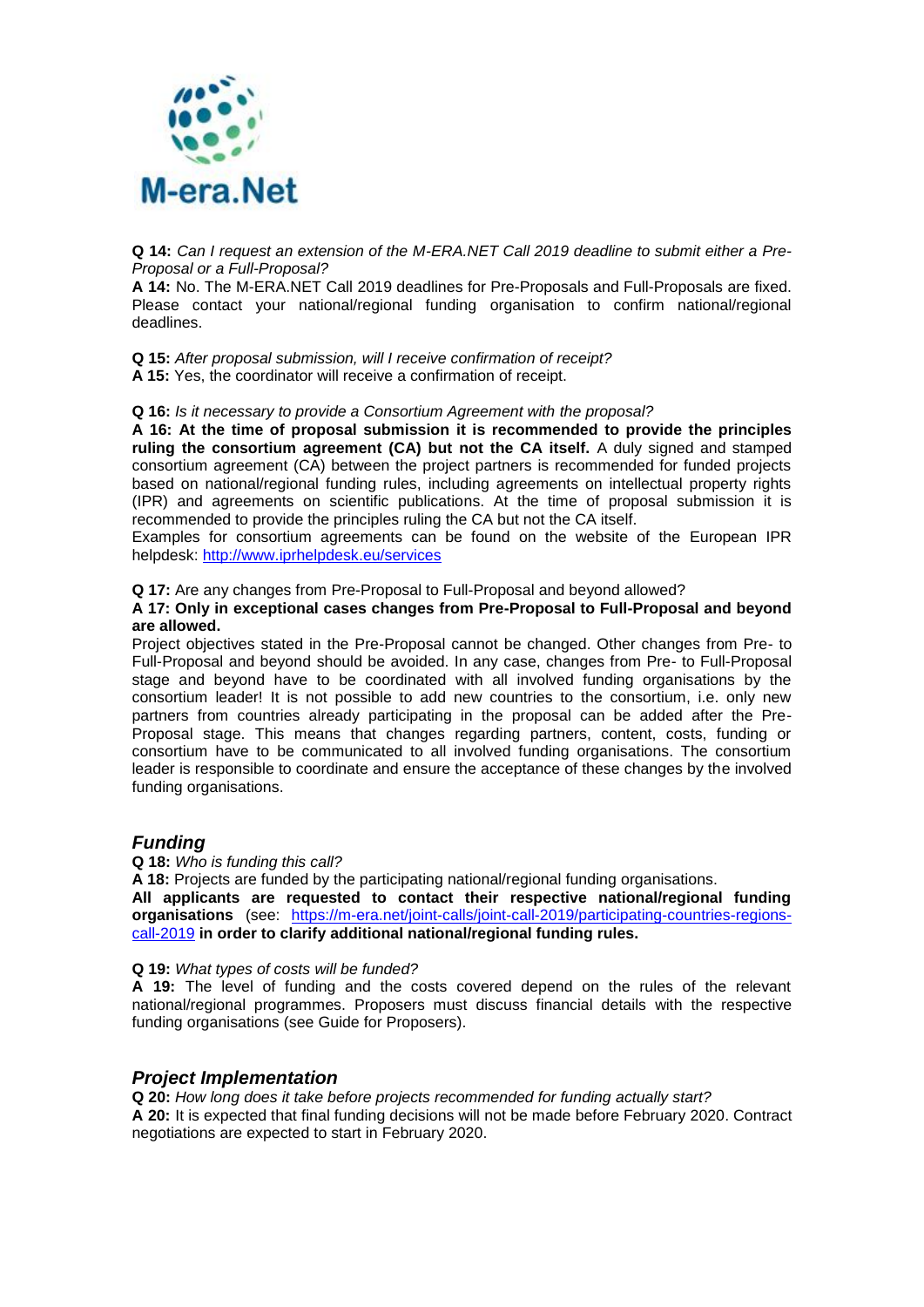**Q 14:** *Can I request an extension of the M-ERA.NET Call 2019 deadline to submit either a Pre-Proposal or a Full-Proposal?*
**A 14:** No. The M-ERA.NET Call 2019 deadlines for Pre-Proposals and Full-Proposals are fixed. Please contact your national/regional funding organisation to confirm national/regional deadlines.

**Q 15:** *After proposal submission, will I receive confirmation of receipt?*
**A 15:** Yes, the coordinator will receive a confirmation of receipt.

**Q 16:** *Is it necessary to provide a Consortium Agreement with the proposal?*
**A 16: At the time of proposal submission it is recommended to provide the principles ruling the consortium agreement (CA) but not the CA itself.** A duly signed and stamped consortium agreement (CA) between the project partners is recommended for funded projects based on national/regional funding rules, including agreements on intellectual property rights (IPR) and agreements on scientific publications. At the time of proposal submission it is recommended to provide the principles ruling the CA but not the CA itself.
Examples for consortium agreements can be found on the website of the European IPR helpdesk: http://www.iprhelpdesk.eu/services

**Q 17:** Are any changes from Pre-Proposal to Full-Proposal and beyond allowed?
**A 17: Only in exceptional cases changes from Pre-Proposal to Full-Proposal and beyond are allowed.**
Project objectives stated in the Pre-Proposal cannot be changed. Other changes from Pre- to Full-Proposal and beyond should be avoided. In any case, changes from Pre- to Full-Proposal stage and beyond have to be coordinated with all involved funding organisations by the consortium leader! It is not possible to add new countries to the consortium, i.e. only new partners from countries already participating in the proposal can be added after the Pre-Proposal stage. This means that changes regarding partners, content, costs, funding or consortium have to be communicated to all involved funding organisations. The consortium leader is responsible to coordinate and ensure the acceptance of these changes by the involved funding organisations.

## *Funding*

**Q 18:** *Who is funding this call?*
**A 18:** Projects are funded by the participating national/regional funding organisations.
**All applicants are requested to contact their respective national/regional funding organisations** (see: https://m-era.net/joint-calls/joint-call-2019/participating-countries-regions-call-2019 **in order to clarify additional national/regional funding rules.**

**Q 19:** *What types of costs will be funded?*
**A 19:** The level of funding and the costs covered depend on the rules of the relevant national/regional programmes. Proposers must discuss financial details with the respective funding organisations (see Guide for Proposers).

## *Project Implementation*

**Q 20:** *How long does it take before projects recommended for funding actually start?*
**A 20:** It is expected that final funding decisions will not be made before February 2020. Contract negotiations are expected to start in February 2020.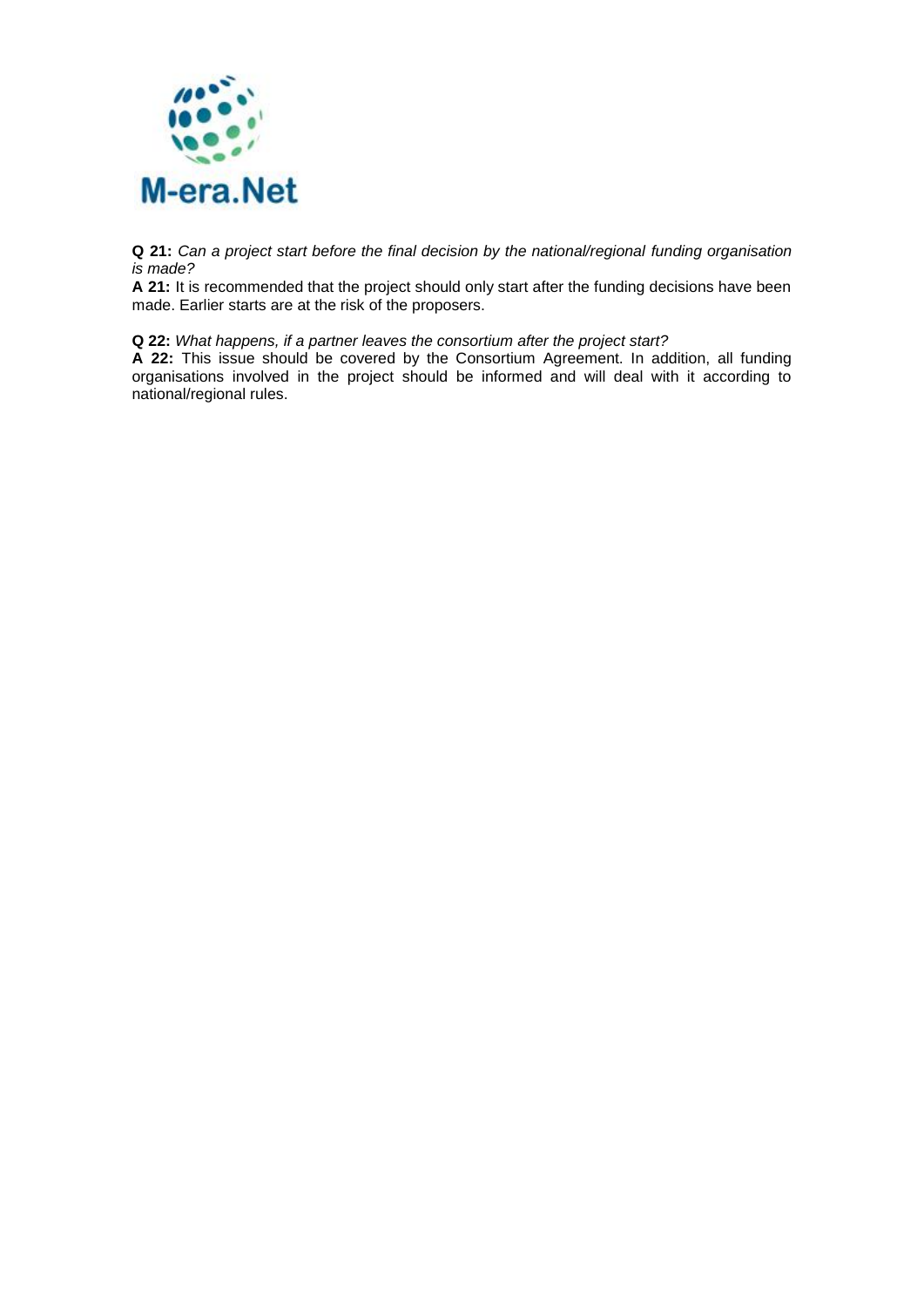**Q 21:** *Can a project start before the final decision by the national/regional funding organisation is made?*
**A 21:** It is recommended that the project should only start after the funding decisions have been made. Earlier starts are at the risk of the proposers.

**Q 22:** *What happens, if a partner leaves the consortium after the project start?*
**A 22:** This issue should be covered by the Consortium Agreement. In addition, all funding organisations involved in the project should be informed and will deal with it according to national/regional rules.